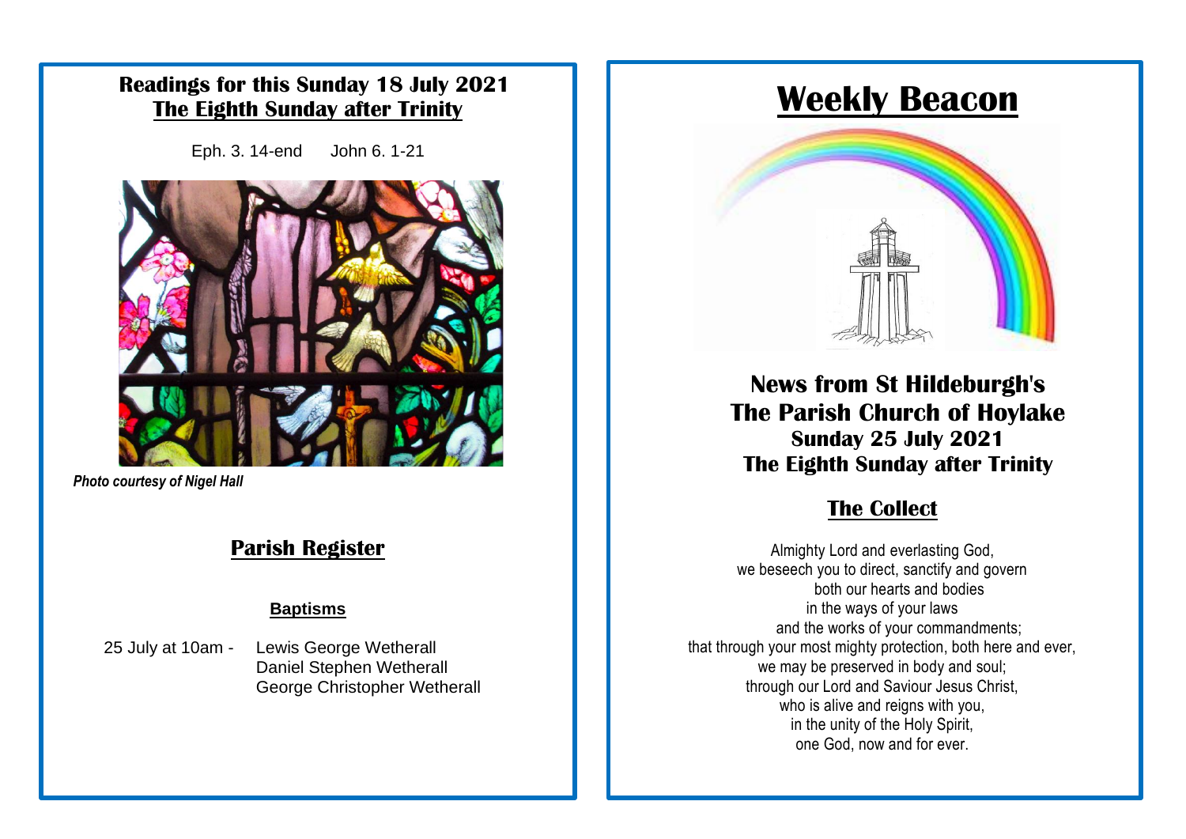## Readings for this Sunday 18 July 2021

## The Eighth Sunday after Trinity

Eph. 3. 14-end     John 6. 1-21

***Photo courtesy of Nigel Hall***

## Parish Register

### Baptisms

25 July at 10am - Lewis George Wetherall
Daniel Stephen Wetherall
George Christopher Wetherall

# Weekly Beacon

## News from St Hildeburgh's
## The Parish Church of Hoylake

### Sunday 25 July 2021
### The Eighth Sunday after Trinity

## The Collect

Almighty Lord and everlasting God,
we beseech you to direct, sanctify and govern
both our hearts and bodies
in the ways of your laws
and the works of your commandments;
that through your most mighty protection, both here and ever,
we may be preserved in body and soul;
through our Lord and Saviour Jesus Christ,
who is alive and reigns with you,
in the unity of the Holy Spirit,
one God, now and for ever.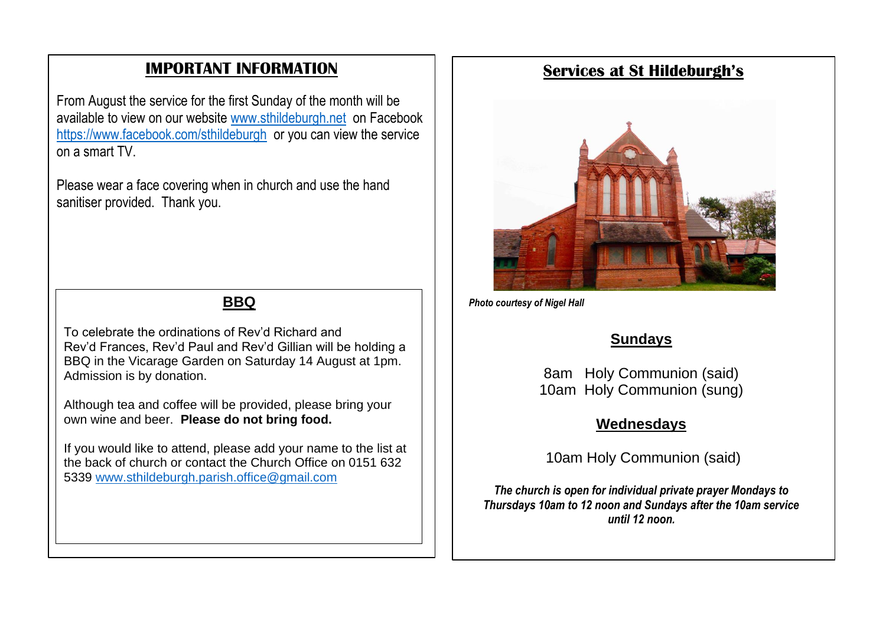## IMPORTANT INFORMATION

From August the service for the first Sunday of the month will be available to view on our website www.sthildeburgh.net on Facebook https://www.facebook.com/sthildeburgh or you can view the service on a smart TV.

Please wear a face covering when in church and use the hand sanitiser provided. Thank you.

### BBQ

To celebrate the ordinations of Rev'd Richard and Rev'd Frances, Rev'd Paul and Rev'd Gillian will be holding a BBQ in the Vicarage Garden on Saturday 14 August at 1pm. Admission is by donation.

Although tea and coffee will be provided, please bring your own wine and beer. **Please do not bring food.**

If you would like to attend, please add your name to the list at the back of church or contact the Church Office on 0151 632 5339 www.sthildeburgh.parish.office@gmail.com

## Services at St Hildeburgh's

*Photo courtesy of Nigel Hall*

### Sundays

8am Holy Communion (said)
10am Holy Communion (sung)

### Wednesdays

10am Holy Communion (said)

***The church is open for individual private prayer Mondays to Thursdays 10am to 12 noon and Sundays after the 10am service until 12 noon.***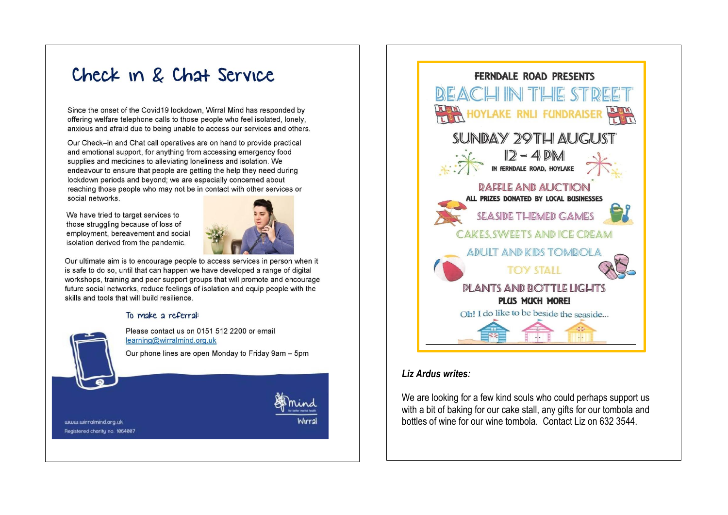## Check in & Chat Service

Since the onset of the Covid19 lockdown, Wirral Mind has responded by offering welfare telephone calls to those people who feel isolated, lonely, anxious and afraid due to being unable to access our services and others.

Our Check–in and Chat call operatives are on hand to provide practical and emotional support, for anything from accessing emergency food supplies and medicines to alleviating loneliness and isolation. We endeavour to ensure that people are getting the help they need during lockdown periods and beyond; we are especially concerned about reaching those people who may not be in contact with other services or social networks.

We have tried to target services to those struggling because of loss of employment, bereavement and social isolation derived from the pandemic.

Our ultimate aim is to encourage people to access services in person when it is safe to do so, until that can happen we have developed a range of digital workshops, training and peer support groups that will promote and encourage future social networks, reduce feelings of isolation and equip people with the skills and tools that will build resilience.

### To make a referral:

Please contact us on 0151 512 2200 or email learning@wirralmind.org.uk

Our phone lines are open Monday to Friday 9am – 5pm

www.wirralmind.org.uk
Registered charity no. 1064087

mind Wirral

---

FERNDALE ROAD PRESENTS

## BEACH IN THE STREET

HOYLAKE RNLI FUNDRAISER

**SUNDAY 29TH AUGUST**

**12 – 4 PM**

IN FERNDALE ROAD, HOYLAKE

RAFFLE AND AUCTION

ALL PRIZES DONATED BY LOCAL BUSINESSES

SEASIDE THEMED GAMES

CAKES, SWEETS AND ICE CREAM

ADULT AND KIDS TOMBOLA

TOY STALL

PLANTS AND BOTTLE LIGHTS

**PLUS MUCH MORE!**

Oh! I do like to be beside the seaside...

***Liz Ardus writes:***

We are looking for a few kind souls who could perhaps support us with a bit of baking for our cake stall, any gifts for our tombola and bottles of wine for our wine tombola. Contact Liz on 632 3544.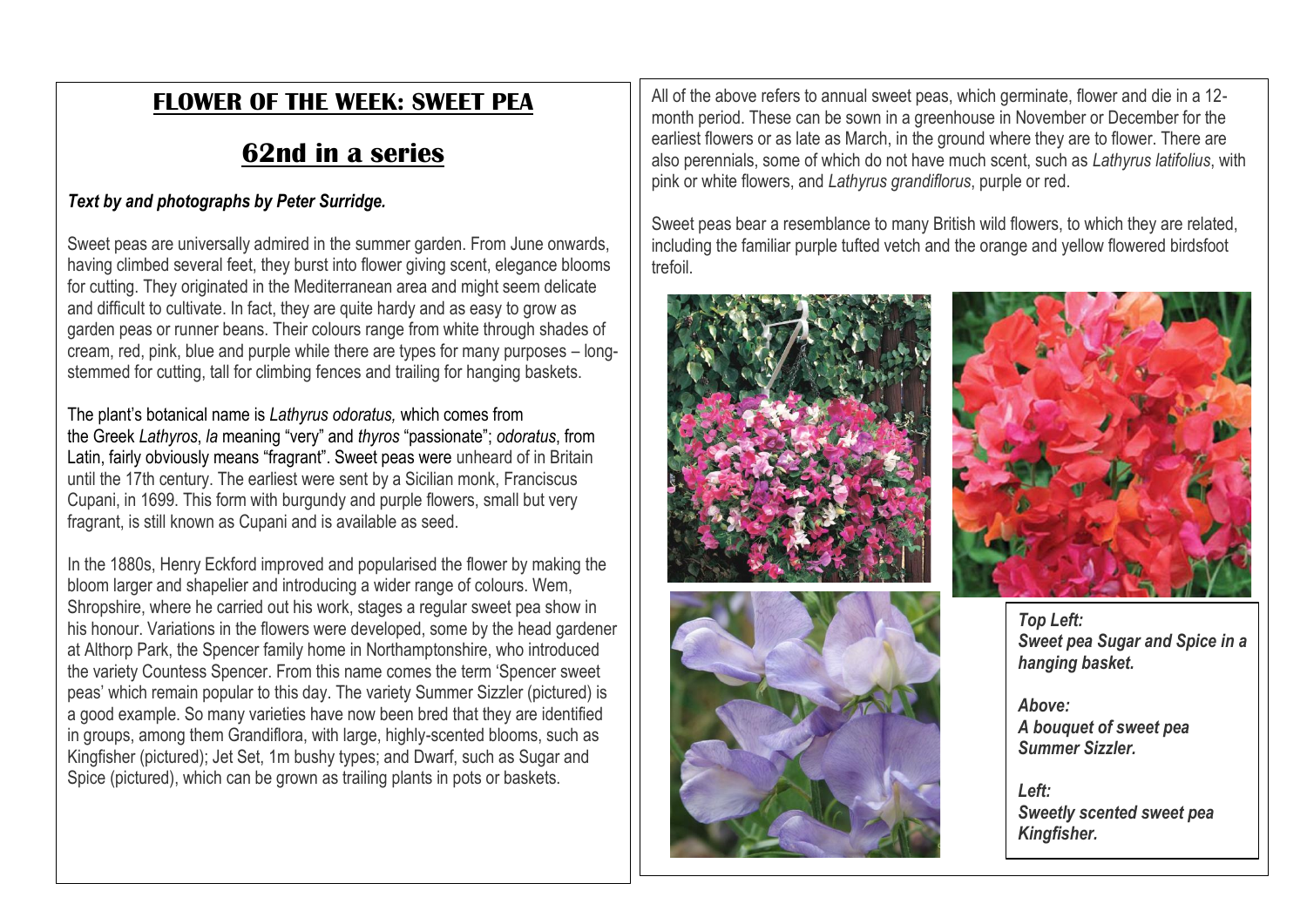# FLOWER OF THE WEEK: SWEET PEA

## 62nd in a series

***Text by and photographs by Peter Surridge.***

Sweet peas are universally admired in the summer garden. From June onwards, having climbed several feet, they burst into flower giving scent, elegance blooms for cutting. They originated in the Mediterranean area and might seem delicate and difficult to cultivate. In fact, they are quite hardy and as easy to grow as garden peas or runner beans. Their colours range from white through shades of cream, red, pink, blue and purple while there are types for many purposes – long-stemmed for cutting, tall for climbing fences and trailing for hanging baskets.

The plant's botanical name is *Lathyrus odoratus,* which comes from the Greek *Lathyros*, *la* meaning "very" and *thyros* "passionate"; *odoratus*, from Latin, fairly obviously means "fragrant". Sweet peas were unheard of in Britain until the 17th century. The earliest were sent by a Sicilian monk, Franciscus Cupani, in 1699. This form with burgundy and purple flowers, small but very fragrant, is still known as Cupani and is available as seed.

In the 1880s, Henry Eckford improved and popularised the flower by making the bloom larger and shapelier and introducing a wider range of colours. Wem, Shropshire, where he carried out his work, stages a regular sweet pea show in his honour. Variations in the flowers were developed, some by the head gardener at Althorp Park, the Spencer family home in Northamptonshire, who introduced the variety Countess Spencer. From this name comes the term 'Spencer sweet peas' which remain popular to this day. The variety Summer Sizzler (pictured) is a good example. So many varieties have now been bred that they are identified in groups, among them Grandiflora, with large, highly-scented blooms, such as Kingfisher (pictured); Jet Set, 1m bushy types; and Dwarf, such as Sugar and Spice (pictured), which can be grown as trailing plants in pots or baskets.

All of the above refers to annual sweet peas, which germinate, flower and die in a 12-month period. These can be sown in a greenhouse in November or December for the earliest flowers or as late as March, in the ground where they are to flower. There are also perennials, some of which do not have much scent, such as *Lathyrus latifolius*, with pink or white flowers, and *Lathyrus grandiflorus*, purple or red.

Sweet peas bear a resemblance to many British wild flowers, to which they are related, including the familiar purple tufted vetch and the orange and yellow flowered birdsfoot trefoil.

***Top Left:***
***Sweet pea Sugar and Spice in a hanging basket.***

***Above:***
***A bouquet of sweet pea Summer Sizzler.***

***Left:***
***Sweetly scented sweet pea Kingfisher.***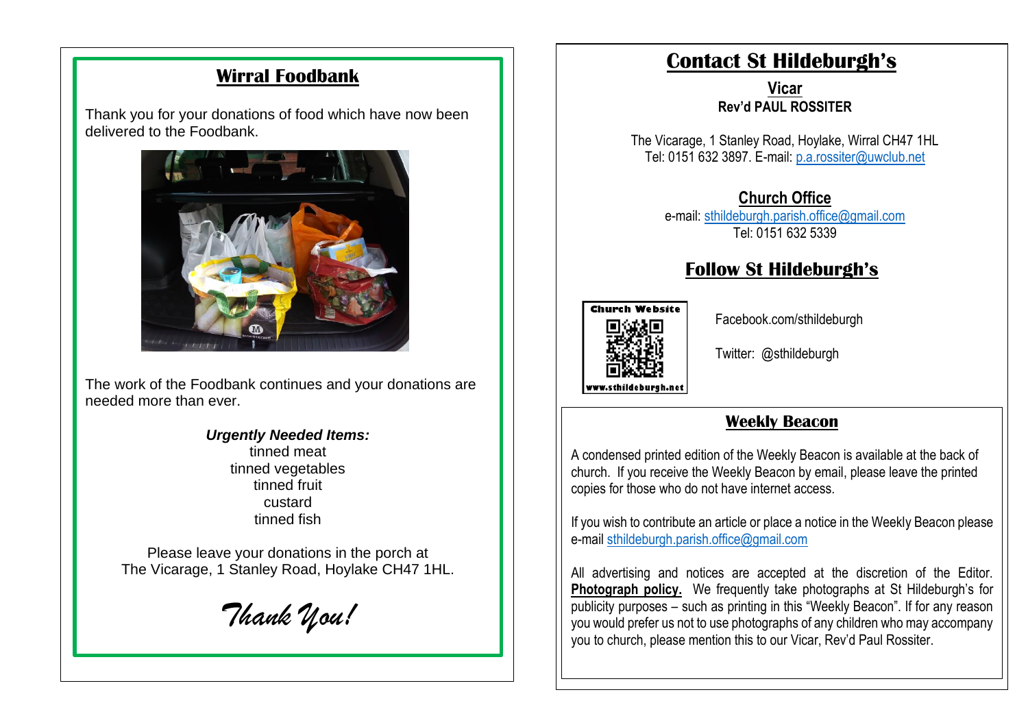## Wirral Foodbank

Thank you for your donations of food which have now been delivered to the Foodbank.

The work of the Foodbank continues and your donations are needed more than ever.

***Urgently Needed Items:***

tinned meat
tinned vegetables
tinned fruit
custard
tinned fish

Please leave your donations in the porch at
The Vicarage, 1 Stanley Road, Hoylake CH47 1HL.

*Thank You!*

## Contact St Hildeburgh's

**Vicar**
**Rev'd PAUL ROSSITER**

The Vicarage, 1 Stanley Road, Hoylake, Wirral CH47 1HL
Tel: 0151 632 3897. E-mail: p.a.rossiter@uwclub.net

**Church Office**
e-mail: sthildeburgh.parish.office@gmail.com
Tel: 0151 632 5339

## Follow St Hildeburgh's

Church Website
www.sthildeburgh.net

Facebook.com/sthildeburgh

Twitter: @sthildeburgh

### Weekly Beacon

A condensed printed edition of the Weekly Beacon is available at the back of church. If you receive the Weekly Beacon by email, please leave the printed copies for those who do not have internet access.

If you wish to contribute an article or place a notice in the Weekly Beacon please e-mail sthildeburgh.parish.office@gmail.com

All advertising and notices are accepted at the discretion of the Editor. **Photograph policy.** We frequently take photographs at St Hildeburgh's for publicity purposes – such as printing in this "Weekly Beacon". If for any reason you would prefer us not to use photographs of any children who may accompany you to church, please mention this to our Vicar, Rev'd Paul Rossiter.